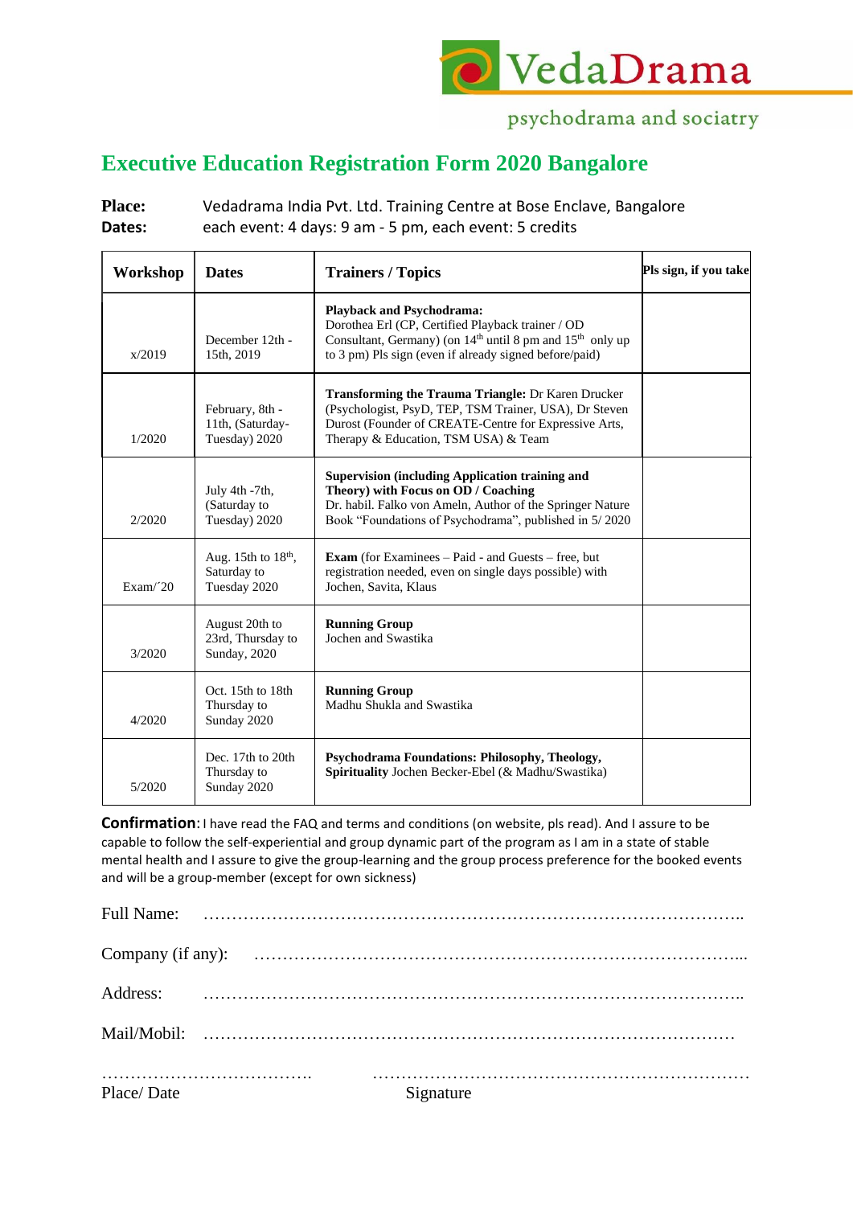VedaDrama

psychodrama and sociatry

# Executive Education Registration Form 2020 Bangalore

**Place:** Vedadrama India Pvt. Ltd. Training Centre at Bose Enclave, Bangalore
**Dates:** each event: 4 days: 9 am - 5 pm, each event: 5 credits

| Workshop | Dates | Trainers / Topics | Pls sign, if you take |
|---|---|---|---|
| x/2019 | December 12th - 15th, 2019 | **Playback and Psychodrama:** Dorothea Erl (CP, Certified Playback trainer / OD Consultant, Germany) (on 14th until 8 pm and 15th only up to 3 pm) Pls sign (even if already signed before/paid) | |
| 1/2020 | February, 8th - 11th, (Saturday-Tuesday) 2020 | **Transforming the Trauma Triangle:** Dr Karen Drucker (Psychologist, PsyD, TEP, TSM Trainer, USA), Dr Steven Durost (Founder of CREATE-Centre for Expressive Arts, Therapy & Education, TSM USA) & Team | |
| 2/2020 | July 4th -7th, (Saturday to Tuesday) 2020 | **Supervision (including Application training and Theory) with Focus on OD / Coaching** Dr. habil. Falko von Ameln, Author of the Springer Nature Book "Foundations of Psychodrama", published in 5/ 2020 | |
| Exam/´20 | Aug. 15th to 18th, Saturday to Tuesday 2020 | **Exam** (for Examinees – Paid - and Guests – free, but registration needed, even on single days possible) with Jochen, Savita, Klaus | |
| 3/2020 | August 20th to 23rd, Thursday to Sunday, 2020 | **Running Group** Jochen and Swastika | |
| 4/2020 | Oct. 15th to 18th Thursday to Sunday 2020 | **Running Group** Madhu Shukla and Swastika | |
| 5/2020 | Dec. 17th to 20th Thursday to Sunday 2020 | **Psychodrama Foundations: Philosophy, Theology, Spirituality** Jochen Becker-Ebel (& Madhu/Swastika) | |

**Confirmation**: I have read the FAQ and terms and conditions (on website, pls read). And I assure to be capable to follow the self-experiential and group dynamic part of the program as I am in a state of stable mental health and I assure to give the group-learning and the group process preference for the booked events and will be a group-member (except for own sickness)

Full Name: ……………………………………………………………………………………..

Company (if any): ………………………………………………………………………….....

Address: ……………………………………………………………………………………..

Mail/Mobil: …………………………………………………………………………………

……………………………….  …………………………………………………………

Place/ Date  Signature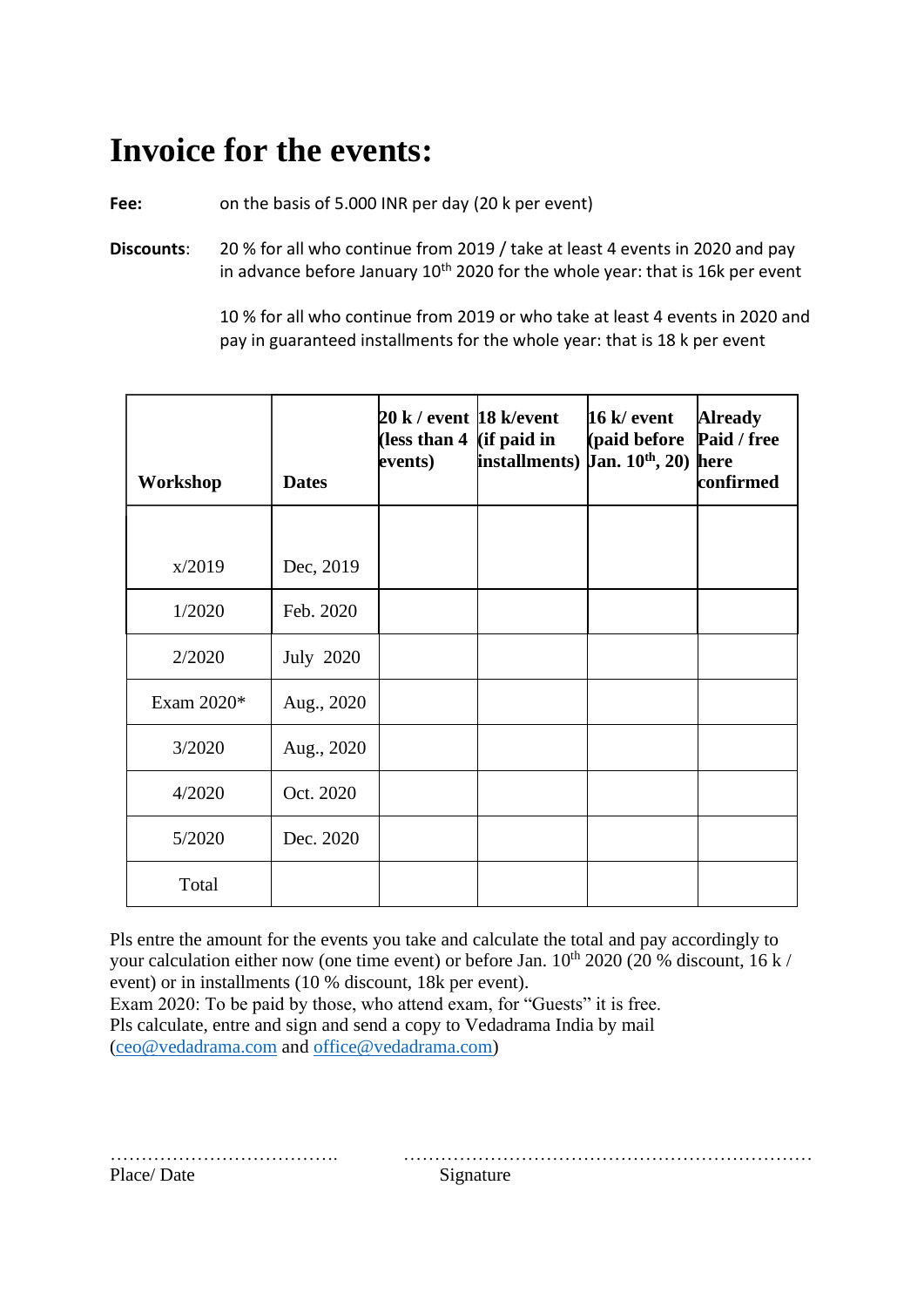# Invoice for the events:

**Fee:** on the basis of 5.000 INR per day (20 k per event)

**Discounts**: 20 % for all who continue from 2019 / take at least 4 events in 2020 and pay in advance before January 10th 2020 for the whole year: that is 16k per event

10 % for all who continue from 2019 or who take at least 4 events in 2020 and pay in guaranteed installments for the whole year: that is 18 k per event

| **Workshop** | **Dates** | **20 k / event (less than 4 events)** | **18 k/event (if paid in installments)** | **16 k/ event (paid before Jan. 10th, 20)** | **Already Paid / free here confirmed** |
|---|---|---|---|---|---|
| x/2019 | Dec, 2019 | | | | |
| 1/2020 | Feb. 2020 | | | | |
| 2/2020 | July 2020 | | | | |
| Exam 2020* | Aug., 2020 | | | | |
| 3/2020 | Aug., 2020 | | | | |
| 4/2020 | Oct. 2020 | | | | |
| 5/2020 | Dec. 2020 | | | | |
| Total | | | | | |

Pls entre the amount for the events you take and calculate the total and pay accordingly to your calculation either now (one time event) or before Jan. 10th 2020 (20 % discount, 16 k / event) or in installments (10 % discount, 18k per event).
Exam 2020: To be paid by those, who attend exam, for "Guests" it is free.
Pls calculate, entre and sign and send a copy to Vedadrama India by mail (ceo@vedadrama.com and office@vedadrama.com)

……………………………….
Place/ Date

…………………………………………………………
Signature